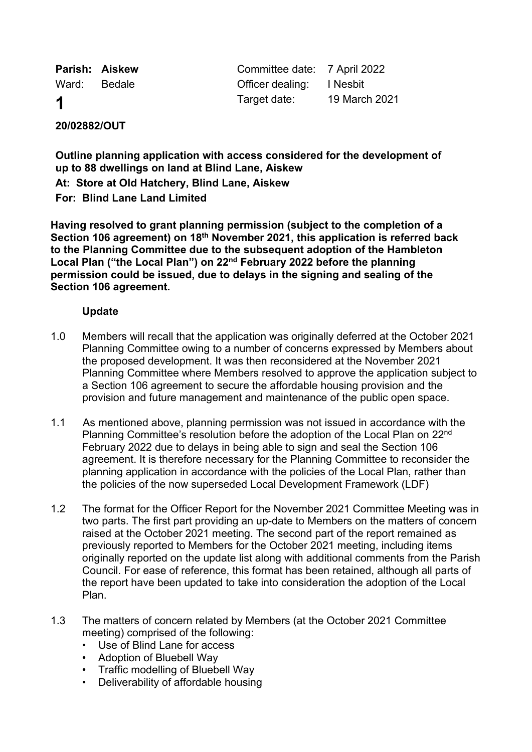| **Parish:** **Aiskew** | Committee date: | 7 April 2022 |
|---|---|---|
| Ward: Bedale | Officer dealing: | I Nesbit |
| **1** | Target date: | 19 March 2021 |

**20/02882/OUT**

**Outline planning application with access considered for the development of up to 88 dwellings on land at Blind Lane, Aiskew**

**At: Store at Old Hatchery, Blind Lane, Aiskew**

**For: Blind Lane Land Limited**

**Having resolved to grant planning permission (subject to the completion of a Section 106 agreement) on 18th November 2021, this application is referred back to the Planning Committee due to the subsequent adoption of the Hambleton Local Plan ("the Local Plan") on 22nd February 2022 before the planning permission could be issued, due to delays in the signing and sealing of the Section 106 agreement.**

**Update**

1.0 Members will recall that the application was originally deferred at the October 2021 Planning Committee owing to a number of concerns expressed by Members about the proposed development. It was then reconsidered at the November 2021 Planning Committee where Members resolved to approve the application subject to a Section 106 agreement to secure the affordable housing provision and the provision and future management and maintenance of the public open space.

1.1 As mentioned above, planning permission was not issued in accordance with the Planning Committee's resolution before the adoption of the Local Plan on 22nd February 2022 due to delays in being able to sign and seal the Section 106 agreement. It is therefore necessary for the Planning Committee to reconsider the planning application in accordance with the policies of the Local Plan, rather than the policies of the now superseded Local Development Framework (LDF)

1.2 The format for the Officer Report for the November 2021 Committee Meeting was in two parts. The first part providing an up-date to Members on the matters of concern raised at the October 2021 meeting. The second part of the report remained as previously reported to Members for the October 2021 meeting, including items originally reported on the update list along with additional comments from the Parish Council. For ease of reference, this format has been retained, although all parts of the report have been updated to take into consideration the adoption of the Local Plan.

1.3 The matters of concern related by Members (at the October 2021 Committee meeting) comprised of the following:

- Use of Blind Lane for access
- Adoption of Bluebell Way
- Traffic modelling of Bluebell Way
- Deliverability of affordable housing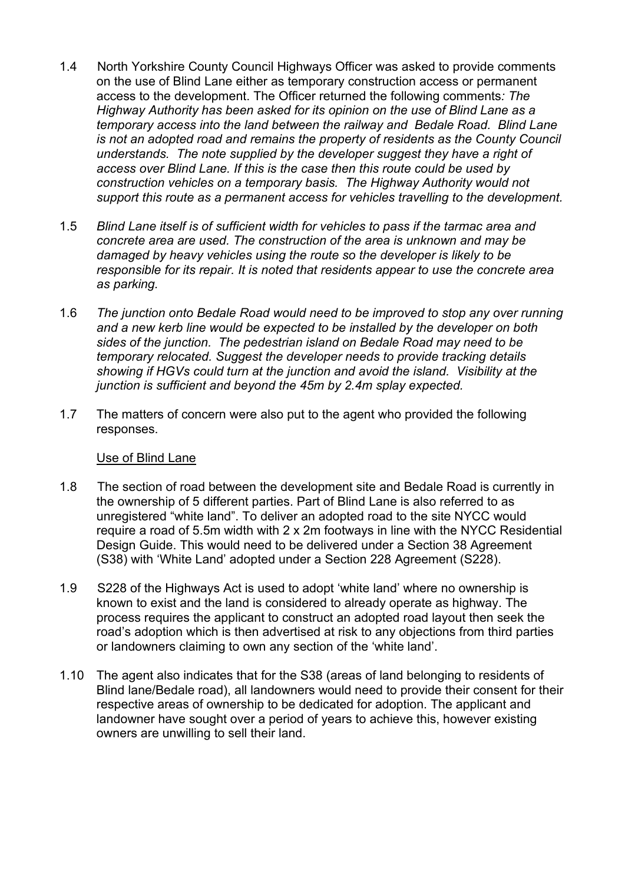1.4 North Yorkshire County Council Highways Officer was asked to provide comments on the use of Blind Lane either as temporary construction access or permanent access to the development. The Officer returned the following comments*: The Highway Authority has been asked for its opinion on the use of Blind Lane as a temporary access into the land between the railway and Bedale Road. Blind Lane is not an adopted road and remains the property of residents as the County Council understands. The note supplied by the developer suggest they have a right of access over Blind Lane. If this is the case then this route could be used by construction vehicles on a temporary basis. The Highway Authority would not support this route as a permanent access for vehicles travelling to the development.*

1.5 *Blind Lane itself is of sufficient width for vehicles to pass if the tarmac area and concrete area are used. The construction of the area is unknown and may be damaged by heavy vehicles using the route so the developer is likely to be responsible for its repair. It is noted that residents appear to use the concrete area as parking.*

1.6 *The junction onto Bedale Road would need to be improved to stop any over running and a new kerb line would be expected to be installed by the developer on both sides of the junction. The pedestrian island on Bedale Road may need to be temporary relocated. Suggest the developer needs to provide tracking details showing if HGVs could turn at the junction and avoid the island. Visibility at the junction is sufficient and beyond the 45m by 2.4m splay expected.*

1.7 The matters of concern were also put to the agent who provided the following responses.

<u>Use of Blind Lane</u>

1.8 The section of road between the development site and Bedale Road is currently in the ownership of 5 different parties. Part of Blind Lane is also referred to as unregistered "white land". To deliver an adopted road to the site NYCC would require a road of 5.5m width with 2 x 2m footways in line with the NYCC Residential Design Guide. This would need to be delivered under a Section 38 Agreement (S38) with 'White Land' adopted under a Section 228 Agreement (S228).

1.9 S228 of the Highways Act is used to adopt 'white land' where no ownership is known to exist and the land is considered to already operate as highway. The process requires the applicant to construct an adopted road layout then seek the road's adoption which is then advertised at risk to any objections from third parties or landowners claiming to own any section of the 'white land'.

1.10 The agent also indicates that for the S38 (areas of land belonging to residents of Blind lane/Bedale road), all landowners would need to provide their consent for their respective areas of ownership to be dedicated for adoption. The applicant and landowner have sought over a period of years to achieve this, however existing owners are unwilling to sell their land.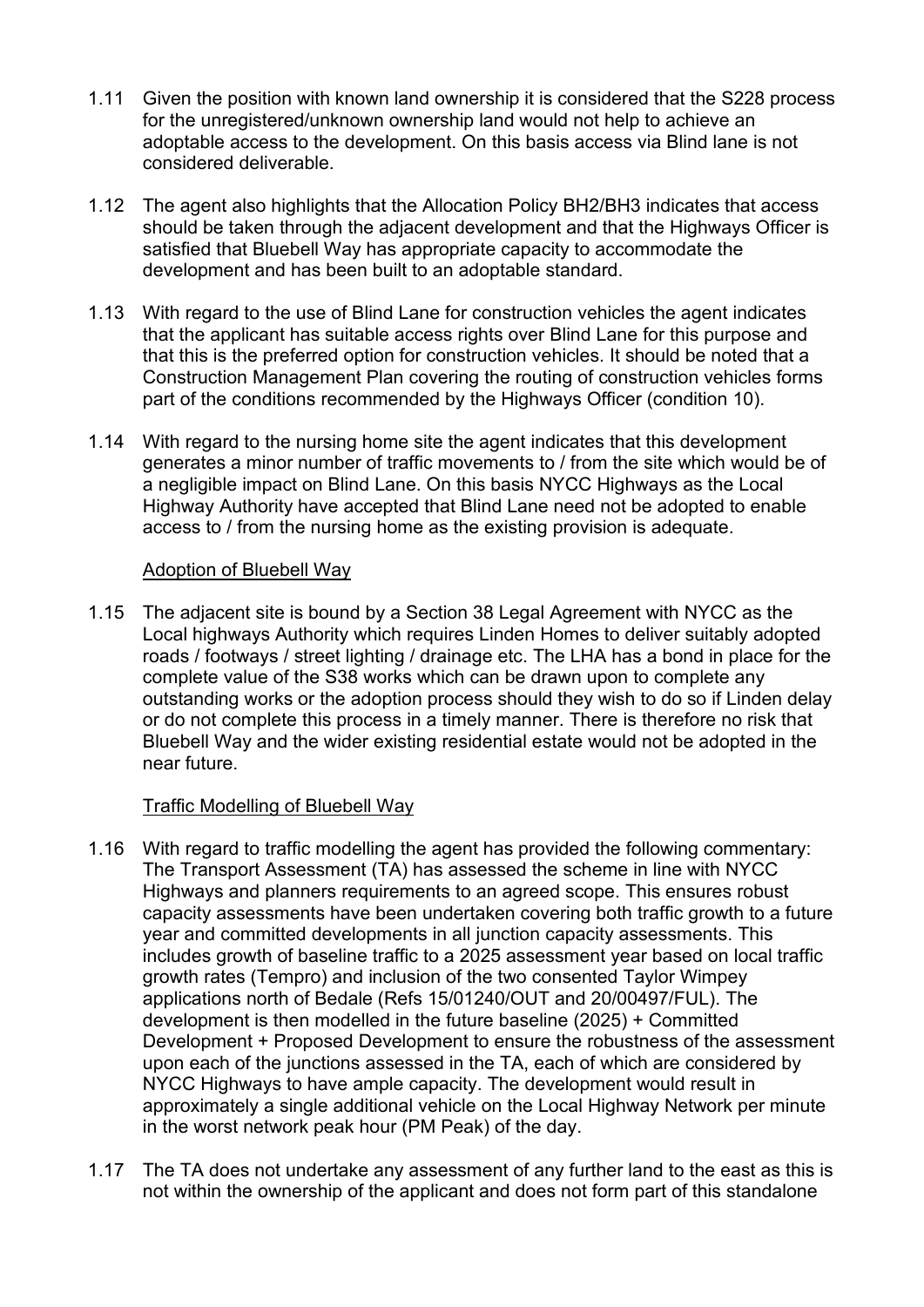1.11 Given the position with known land ownership it is considered that the S228 process for the unregistered/unknown ownership land would not help to achieve an adoptable access to the development. On this basis access via Blind lane is not considered deliverable.

1.12 The agent also highlights that the Allocation Policy BH2/BH3 indicates that access should be taken through the adjacent development and that the Highways Officer is satisfied that Bluebell Way has appropriate capacity to accommodate the development and has been built to an adoptable standard.

1.13 With regard to the use of Blind Lane for construction vehicles the agent indicates that the applicant has suitable access rights over Blind Lane for this purpose and that this is the preferred option for construction vehicles. It should be noted that a Construction Management Plan covering the routing of construction vehicles forms part of the conditions recommended by the Highways Officer (condition 10).

1.14 With regard to the nursing home site the agent indicates that this development generates a minor number of traffic movements to / from the site which would be of a negligible impact on Blind Lane. On this basis NYCC Highways as the Local Highway Authority have accepted that Blind Lane need not be adopted to enable access to / from the nursing home as the existing provision is adequate.

Adoption of Bluebell Way

1.15 The adjacent site is bound by a Section 38 Legal Agreement with NYCC as the Local highways Authority which requires Linden Homes to deliver suitably adopted roads / footways / street lighting / drainage etc. The LHA has a bond in place for the complete value of the S38 works which can be drawn upon to complete any outstanding works or the adoption process should they wish to do so if Linden delay or do not complete this process in a timely manner. There is therefore no risk that Bluebell Way and the wider existing residential estate would not be adopted in the near future.

Traffic Modelling of Bluebell Way

1.16 With regard to traffic modelling the agent has provided the following commentary: The Transport Assessment (TA) has assessed the scheme in line with NYCC Highways and planners requirements to an agreed scope. This ensures robust capacity assessments have been undertaken covering both traffic growth to a future year and committed developments in all junction capacity assessments. This includes growth of baseline traffic to a 2025 assessment year based on local traffic growth rates (Tempro) and inclusion of the two consented Taylor Wimpey applications north of Bedale (Refs 15/01240/OUT and 20/00497/FUL). The development is then modelled in the future baseline (2025) + Committed Development + Proposed Development to ensure the robustness of the assessment upon each of the junctions assessed in the TA, each of which are considered by NYCC Highways to have ample capacity. The development would result in approximately a single additional vehicle on the Local Highway Network per minute in the worst network peak hour (PM Peak) of the day.

1.17 The TA does not undertake any assessment of any further land to the east as this is not within the ownership of the applicant and does not form part of this standalone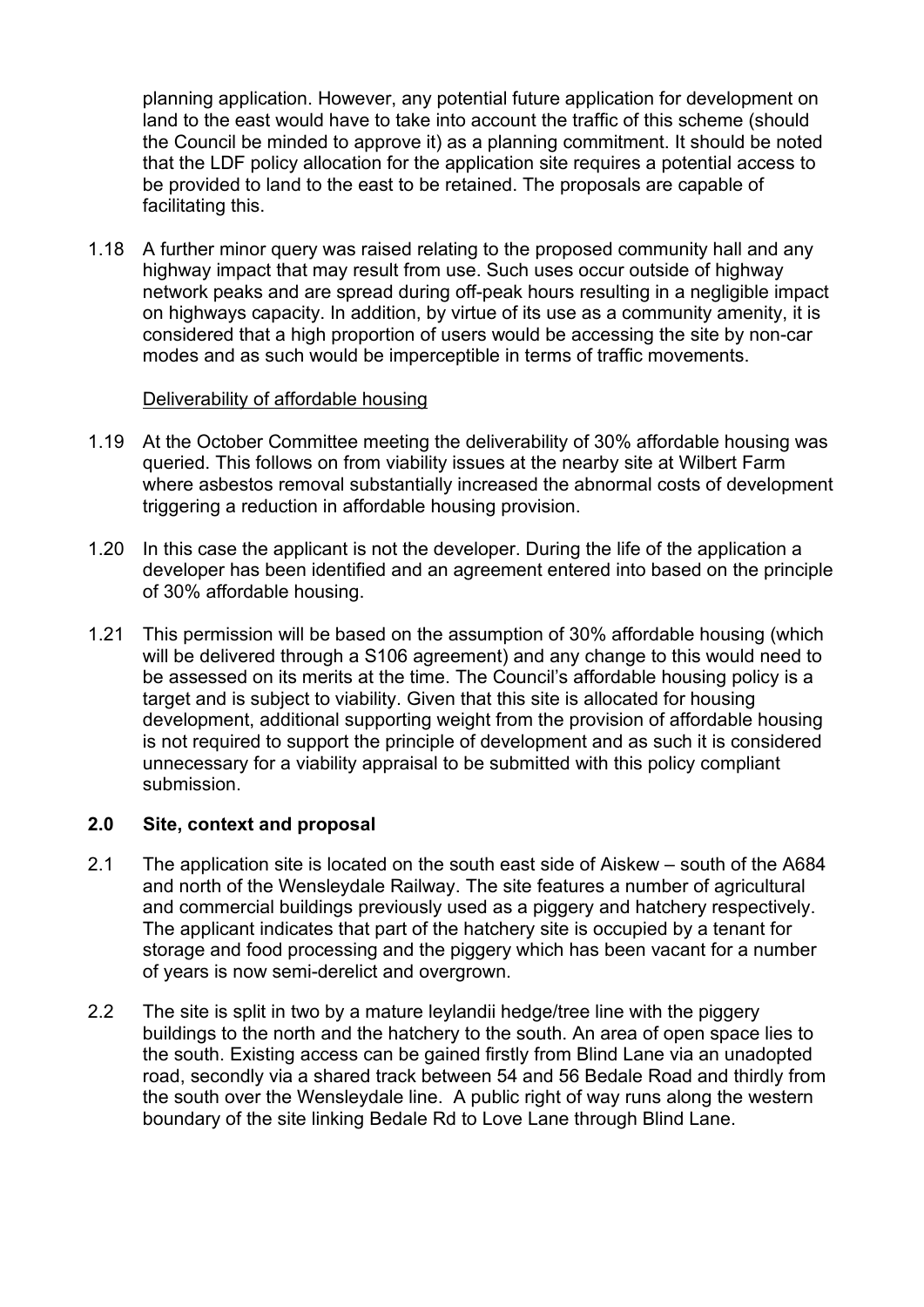planning application. However, any potential future application for development on land to the east would have to take into account the traffic of this scheme (should the Council be minded to approve it) as a planning commitment. It should be noted that the LDF policy allocation for the application site requires a potential access to be provided to land to the east to be retained. The proposals are capable of facilitating this.

1.18 A further minor query was raised relating to the proposed community hall and any highway impact that may result from use. Such uses occur outside of highway network peaks and are spread during off-peak hours resulting in a negligible impact on highways capacity. In addition, by virtue of its use as a community amenity, it is considered that a high proportion of users would be accessing the site by non-car modes and as such would be imperceptible in terms of traffic movements.

Deliverability of affordable housing

1.19 At the October Committee meeting the deliverability of 30% affordable housing was queried. This follows on from viability issues at the nearby site at Wilbert Farm where asbestos removal substantially increased the abnormal costs of development triggering a reduction in affordable housing provision.

1.20 In this case the applicant is not the developer. During the life of the application a developer has been identified and an agreement entered into based on the principle of 30% affordable housing.

1.21 This permission will be based on the assumption of 30% affordable housing (which will be delivered through a S106 agreement) and any change to this would need to be assessed on its merits at the time. The Council's affordable housing policy is a target and is subject to viability. Given that this site is allocated for housing development, additional supporting weight from the provision of affordable housing is not required to support the principle of development and as such it is considered unnecessary for a viability appraisal to be submitted with this policy compliant submission.

## 2.0 Site, context and proposal

2.1 The application site is located on the south east side of Aiskew – south of the A684 and north of the Wensleydale Railway. The site features a number of agricultural and commercial buildings previously used as a piggery and hatchery respectively. The applicant indicates that part of the hatchery site is occupied by a tenant for storage and food processing and the piggery which has been vacant for a number of years is now semi-derelict and overgrown.

2.2 The site is split in two by a mature leylandii hedge/tree line with the piggery buildings to the north and the hatchery to the south. An area of open space lies to the south. Existing access can be gained firstly from Blind Lane via an unadopted road, secondly via a shared track between 54 and 56 Bedale Road and thirdly from the south over the Wensleydale line. A public right of way runs along the western boundary of the site linking Bedale Rd to Love Lane through Blind Lane.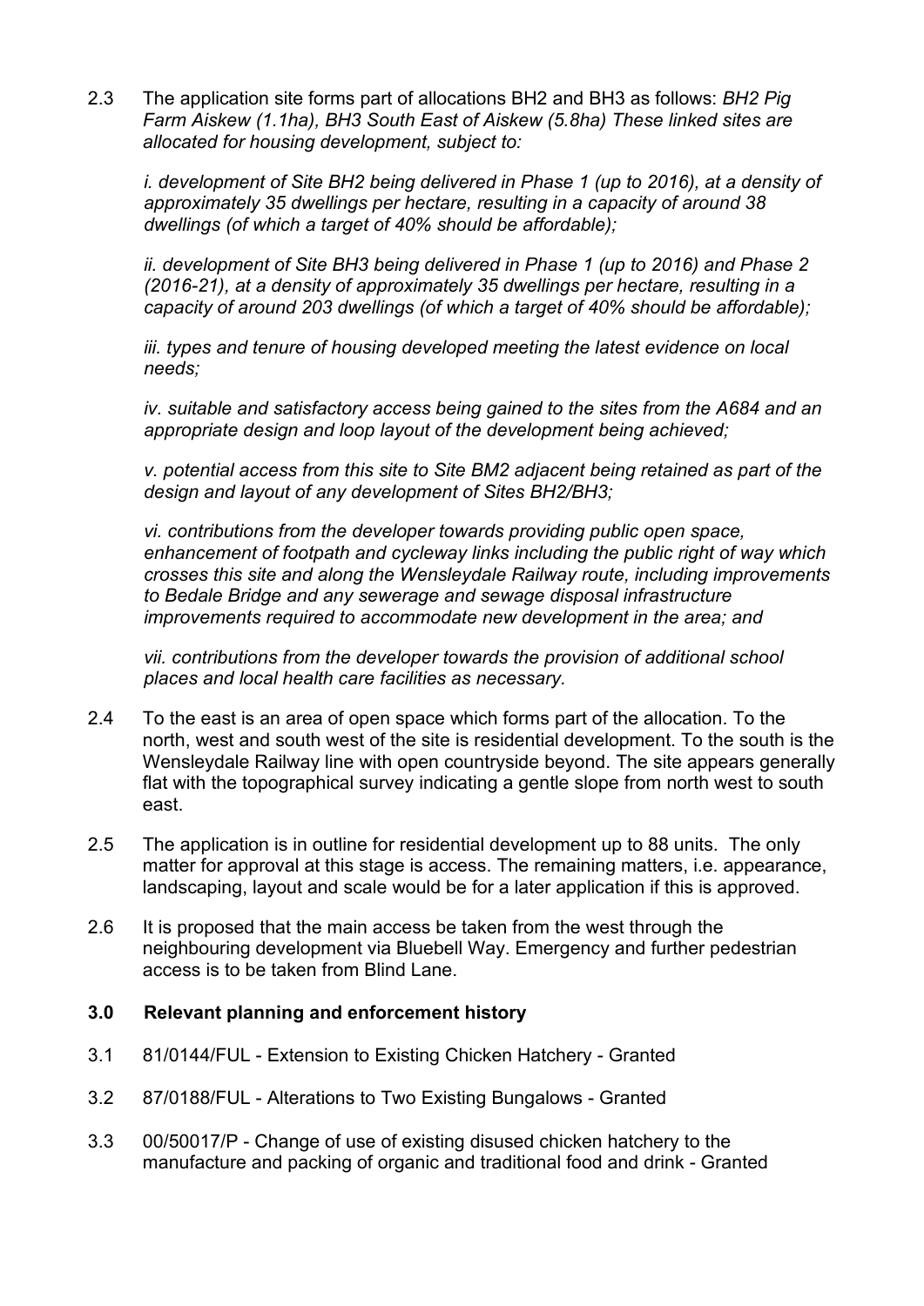2.3 The application site forms part of allocations BH2 and BH3 as follows: *BH2 Pig Farm Aiskew (1.1ha), BH3 South East of Aiskew (5.8ha) These linked sites are allocated for housing development, subject to:*

*i. development of Site BH2 being delivered in Phase 1 (up to 2016), at a density of approximately 35 dwellings per hectare, resulting in a capacity of around 38 dwellings (of which a target of 40% should be affordable);*

*ii. development of Site BH3 being delivered in Phase 1 (up to 2016) and Phase 2 (2016-21), at a density of approximately 35 dwellings per hectare, resulting in a capacity of around 203 dwellings (of which a target of 40% should be affordable);*

*iii. types and tenure of housing developed meeting the latest evidence on local needs;*

*iv. suitable and satisfactory access being gained to the sites from the A684 and an appropriate design and loop layout of the development being achieved;*

*v. potential access from this site to Site BM2 adjacent being retained as part of the design and layout of any development of Sites BH2/BH3;*

*vi. contributions from the developer towards providing public open space, enhancement of footpath and cycleway links including the public right of way which crosses this site and along the Wensleydale Railway route, including improvements to Bedale Bridge and any sewerage and sewage disposal infrastructure improvements required to accommodate new development in the area; and*

*vii. contributions from the developer towards the provision of additional school places and local health care facilities as necessary.*

2.4 To the east is an area of open space which forms part of the allocation. To the north, west and south west of the site is residential development. To the south is the Wensleydale Railway line with open countryside beyond. The site appears generally flat with the topographical survey indicating a gentle slope from north west to south east.

2.5 The application is in outline for residential development up to 88 units. The only matter for approval at this stage is access. The remaining matters, i.e. appearance, landscaping, layout and scale would be for a later application if this is approved.

2.6 It is proposed that the main access be taken from the west through the neighbouring development via Bluebell Way. Emergency and further pedestrian access is to be taken from Blind Lane.

## 3.0 Relevant planning and enforcement history

3.1 81/0144/FUL - Extension to Existing Chicken Hatchery - Granted

3.2 87/0188/FUL - Alterations to Two Existing Bungalows - Granted

3.3 00/50017/P - Change of use of existing disused chicken hatchery to the manufacture and packing of organic and traditional food and drink - Granted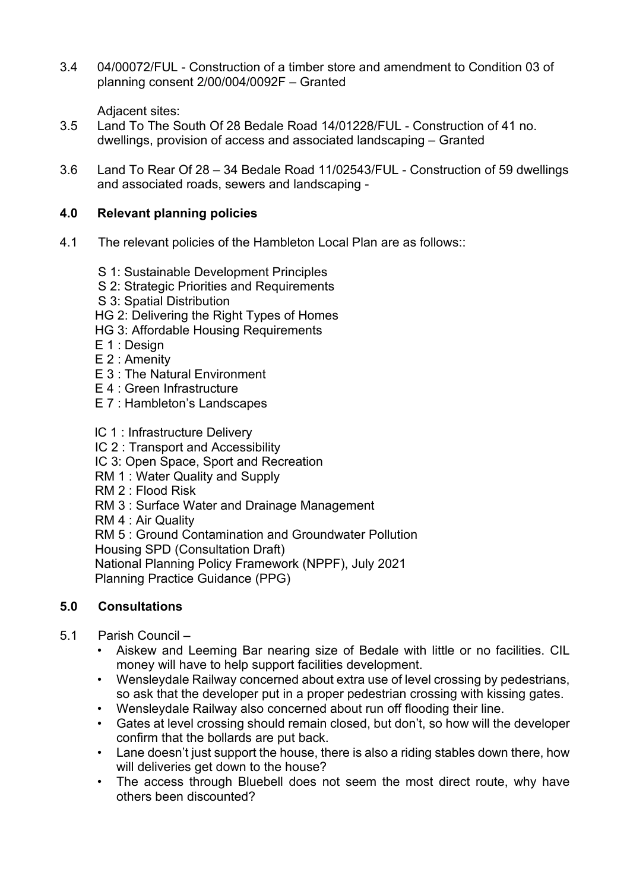3.4 04/00072/FUL - Construction of a timber store and amendment to Condition 03 of planning consent 2/00/004/0092F – Granted

Adjacent sites:

3.5 Land To The South Of 28 Bedale Road 14/01228/FUL - Construction of 41 no. dwellings, provision of access and associated landscaping – Granted

3.6 Land To Rear Of 28 – 34 Bedale Road 11/02543/FUL - Construction of 59 dwellings and associated roads, sewers and landscaping -

## 4.0 Relevant planning policies

4.1 The relevant policies of the Hambleton Local Plan are as follows::

S 1: Sustainable Development Principles
S 2: Strategic Priorities and Requirements
S 3: Spatial Distribution
HG 2: Delivering the Right Types of Homes
HG 3: Affordable Housing Requirements
E 1 : Design
E 2 : Amenity
E 3 : The Natural Environment
E 4 : Green Infrastructure
E 7 : Hambleton's Landscapes

IC 1 : Infrastructure Delivery
IC 2 : Transport and Accessibility
IC 3: Open Space, Sport and Recreation
RM 1 : Water Quality and Supply
RM 2 : Flood Risk
RM 3 : Surface Water and Drainage Management
RM 4 : Air Quality
RM 5 : Ground Contamination and Groundwater Pollution
Housing SPD (Consultation Draft)
National Planning Policy Framework (NPPF), July 2021
Planning Practice Guidance (PPG)

## 5.0 Consultations

5.1 Parish Council –

- Aiskew and Leeming Bar nearing size of Bedale with little or no facilities. CIL money will have to help support facilities development.
- Wensleydale Railway concerned about extra use of level crossing by pedestrians, so ask that the developer put in a proper pedestrian crossing with kissing gates.
- Wensleydale Railway also concerned about run off flooding their line.
- Gates at level crossing should remain closed, but don't, so how will the developer confirm that the bollards are put back.
- Lane doesn't just support the house, there is also a riding stables down there, how will deliveries get down to the house?
- The access through Bluebell does not seem the most direct route, why have others been discounted?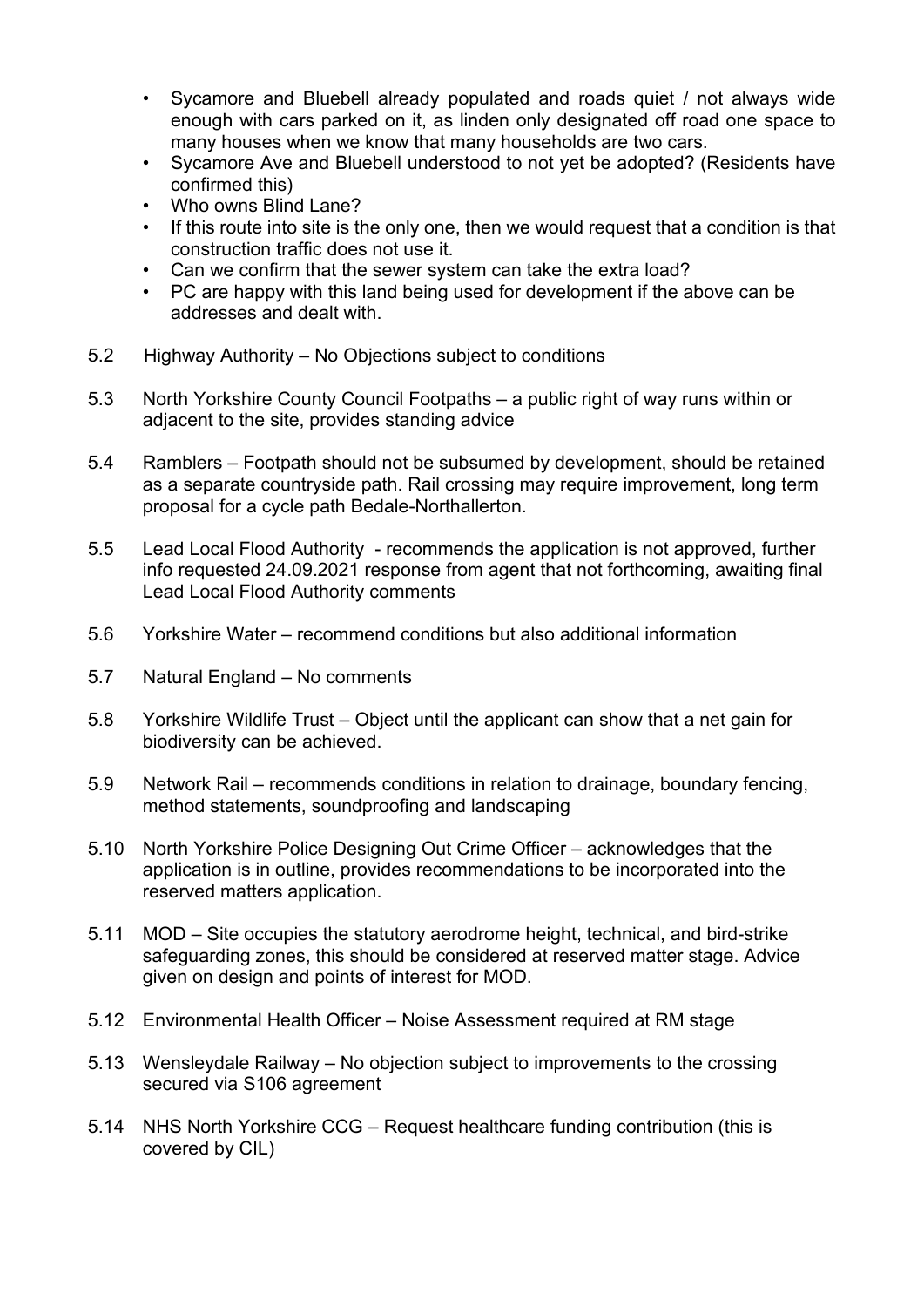- Sycamore and Bluebell already populated and roads quiet / not always wide enough with cars parked on it, as linden only designated off road one space to many houses when we know that many households are two cars.
- Sycamore Ave and Bluebell understood to not yet be adopted? (Residents have confirmed this)
- Who owns Blind Lane?
- If this route into site is the only one, then we would request that a condition is that construction traffic does not use it.
- Can we confirm that the sewer system can take the extra load?
- PC are happy with this land being used for development if the above can be addresses and dealt with.

5.2 Highway Authority – No Objections subject to conditions

5.3 North Yorkshire County Council Footpaths – a public right of way runs within or adjacent to the site, provides standing advice

5.4 Ramblers – Footpath should not be subsumed by development, should be retained as a separate countryside path. Rail crossing may require improvement, long term proposal for a cycle path Bedale-Northallerton.

5.5 Lead Local Flood Authority - recommends the application is not approved, further info requested 24.09.2021 response from agent that not forthcoming, awaiting final Lead Local Flood Authority comments

5.6 Yorkshire Water – recommend conditions but also additional information

5.7 Natural England – No comments

5.8 Yorkshire Wildlife Trust – Object until the applicant can show that a net gain for biodiversity can be achieved.

5.9 Network Rail – recommends conditions in relation to drainage, boundary fencing, method statements, soundproofing and landscaping

5.10 North Yorkshire Police Designing Out Crime Officer – acknowledges that the application is in outline, provides recommendations to be incorporated into the reserved matters application.

5.11 MOD – Site occupies the statutory aerodrome height, technical, and bird-strike safeguarding zones, this should be considered at reserved matter stage. Advice given on design and points of interest for MOD.

5.12 Environmental Health Officer – Noise Assessment required at RM stage

5.13 Wensleydale Railway – No objection subject to improvements to the crossing secured via S106 agreement

5.14 NHS North Yorkshire CCG – Request healthcare funding contribution (this is covered by CIL)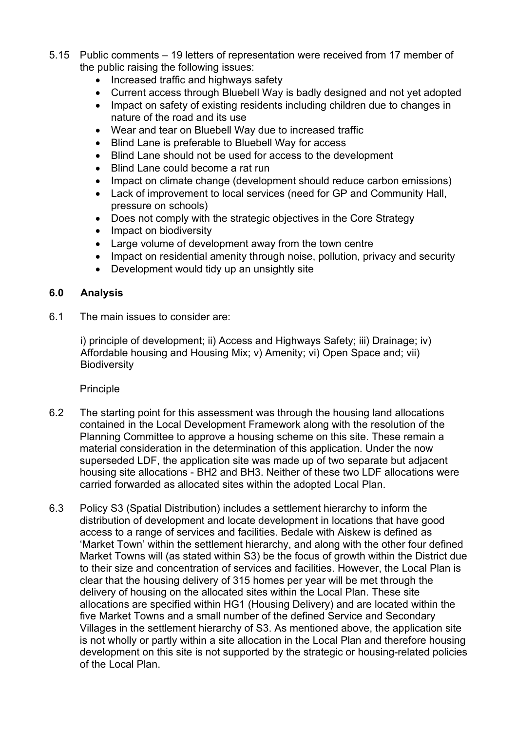5.15 Public comments – 19 letters of representation were received from 17 member of the public raising the following issues:

- Increased traffic and highways safety
- Current access through Bluebell Way is badly designed and not yet adopted
- Impact on safety of existing residents including children due to changes in nature of the road and its use
- Wear and tear on Bluebell Way due to increased traffic
- Blind Lane is preferable to Bluebell Way for access
- Blind Lane should not be used for access to the development
- Blind Lane could become a rat run
- Impact on climate change (development should reduce carbon emissions)
- Lack of improvement to local services (need for GP and Community Hall, pressure on schools)
- Does not comply with the strategic objectives in the Core Strategy
- Impact on biodiversity
- Large volume of development away from the town centre
- Impact on residential amenity through noise, pollution, privacy and security
- Development would tidy up an unsightly site

## 6.0 Analysis

6.1 The main issues to consider are:

i) principle of development; ii) Access and Highways Safety; iii) Drainage; iv) Affordable housing and Housing Mix; v) Amenity; vi) Open Space and; vii) Biodiversity

Principle

6.2 The starting point for this assessment was through the housing land allocations contained in the Local Development Framework along with the resolution of the Planning Committee to approve a housing scheme on this site. These remain a material consideration in the determination of this application. Under the now superseded LDF, the application site was made up of two separate but adjacent housing site allocations - BH2 and BH3. Neither of these two LDF allocations were carried forwarded as allocated sites within the adopted Local Plan.

6.3 Policy S3 (Spatial Distribution) includes a settlement hierarchy to inform the distribution of development and locate development in locations that have good access to a range of services and facilities. Bedale with Aiskew is defined as 'Market Town' within the settlement hierarchy, and along with the other four defined Market Towns will (as stated within S3) be the focus of growth within the District due to their size and concentration of services and facilities. However, the Local Plan is clear that the housing delivery of 315 homes per year will be met through the delivery of housing on the allocated sites within the Local Plan. These site allocations are specified within HG1 (Housing Delivery) and are located within the five Market Towns and a small number of the defined Service and Secondary Villages in the settlement hierarchy of S3. As mentioned above, the application site is not wholly or partly within a site allocation in the Local Plan and therefore housing development on this site is not supported by the strategic or housing-related policies of the Local Plan.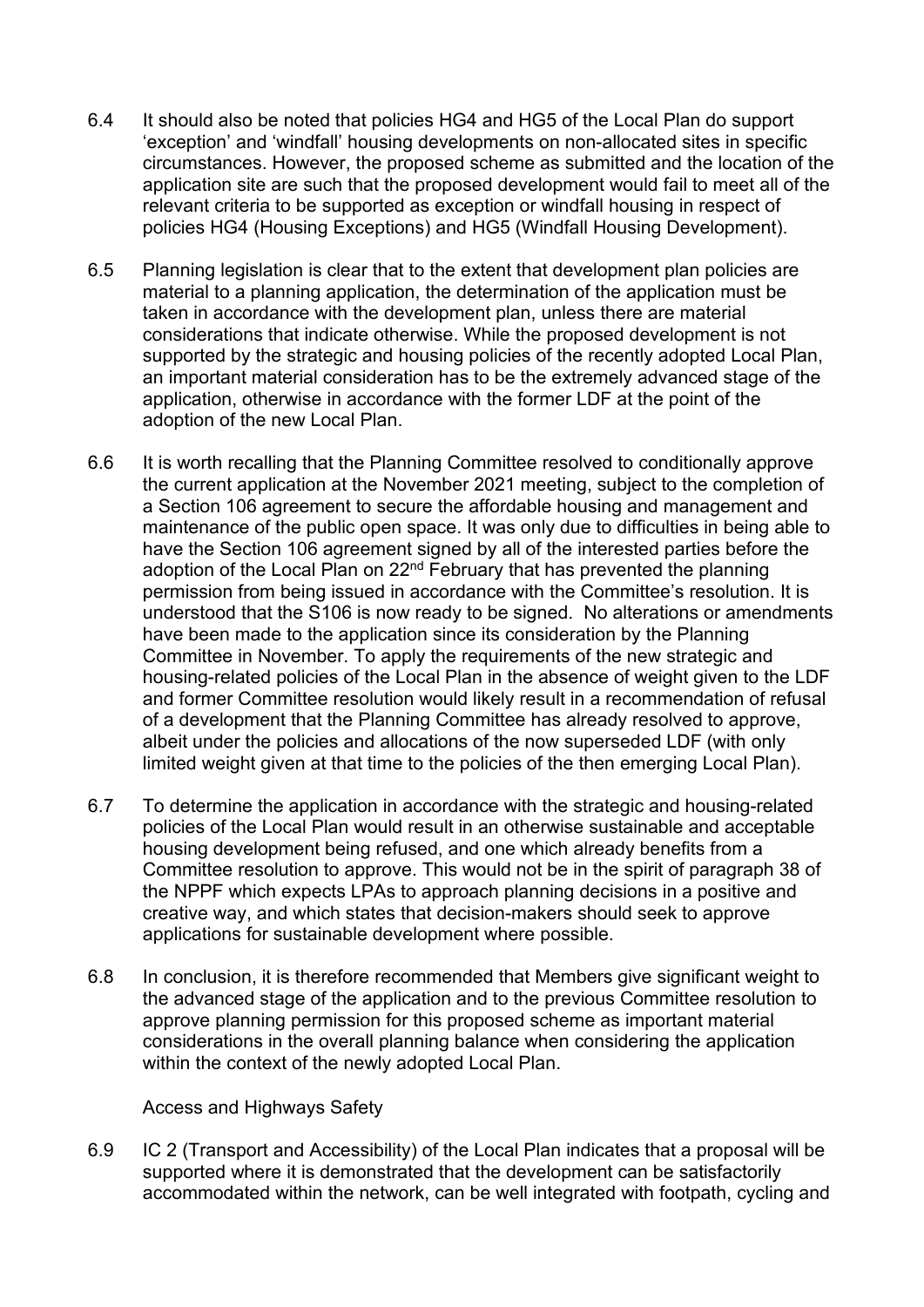6.4 It should also be noted that policies HG4 and HG5 of the Local Plan do support 'exception' and 'windfall' housing developments on non-allocated sites in specific circumstances. However, the proposed scheme as submitted and the location of the application site are such that the proposed development would fail to meet all of the relevant criteria to be supported as exception or windfall housing in respect of policies HG4 (Housing Exceptions) and HG5 (Windfall Housing Development).

6.5 Planning legislation is clear that to the extent that development plan policies are material to a planning application, the determination of the application must be taken in accordance with the development plan, unless there are material considerations that indicate otherwise. While the proposed development is not supported by the strategic and housing policies of the recently adopted Local Plan, an important material consideration has to be the extremely advanced stage of the application, otherwise in accordance with the former LDF at the point of the adoption of the new Local Plan.

6.6 It is worth recalling that the Planning Committee resolved to conditionally approve the current application at the November 2021 meeting, subject to the completion of a Section 106 agreement to secure the affordable housing and management and maintenance of the public open space. It was only due to difficulties in being able to have the Section 106 agreement signed by all of the interested parties before the adoption of the Local Plan on 22nd February that has prevented the planning permission from being issued in accordance with the Committee's resolution. It is understood that the S106 is now ready to be signed. No alterations or amendments have been made to the application since its consideration by the Planning Committee in November. To apply the requirements of the new strategic and housing-related policies of the Local Plan in the absence of weight given to the LDF and former Committee resolution would likely result in a recommendation of refusal of a development that the Planning Committee has already resolved to approve, albeit under the policies and allocations of the now superseded LDF (with only limited weight given at that time to the policies of the then emerging Local Plan).

6.7 To determine the application in accordance with the strategic and housing-related policies of the Local Plan would result in an otherwise sustainable and acceptable housing development being refused, and one which already benefits from a Committee resolution to approve. This would not be in the spirit of paragraph 38 of the NPPF which expects LPAs to approach planning decisions in a positive and creative way, and which states that decision-makers should seek to approve applications for sustainable development where possible.

6.8 In conclusion, it is therefore recommended that Members give significant weight to the advanced stage of the application and to the previous Committee resolution to approve planning permission for this proposed scheme as important material considerations in the overall planning balance when considering the application within the context of the newly adopted Local Plan.

Access and Highways Safety

6.9 IC 2 (Transport and Accessibility) of the Local Plan indicates that a proposal will be supported where it is demonstrated that the development can be satisfactorily accommodated within the network, can be well integrated with footpath, cycling and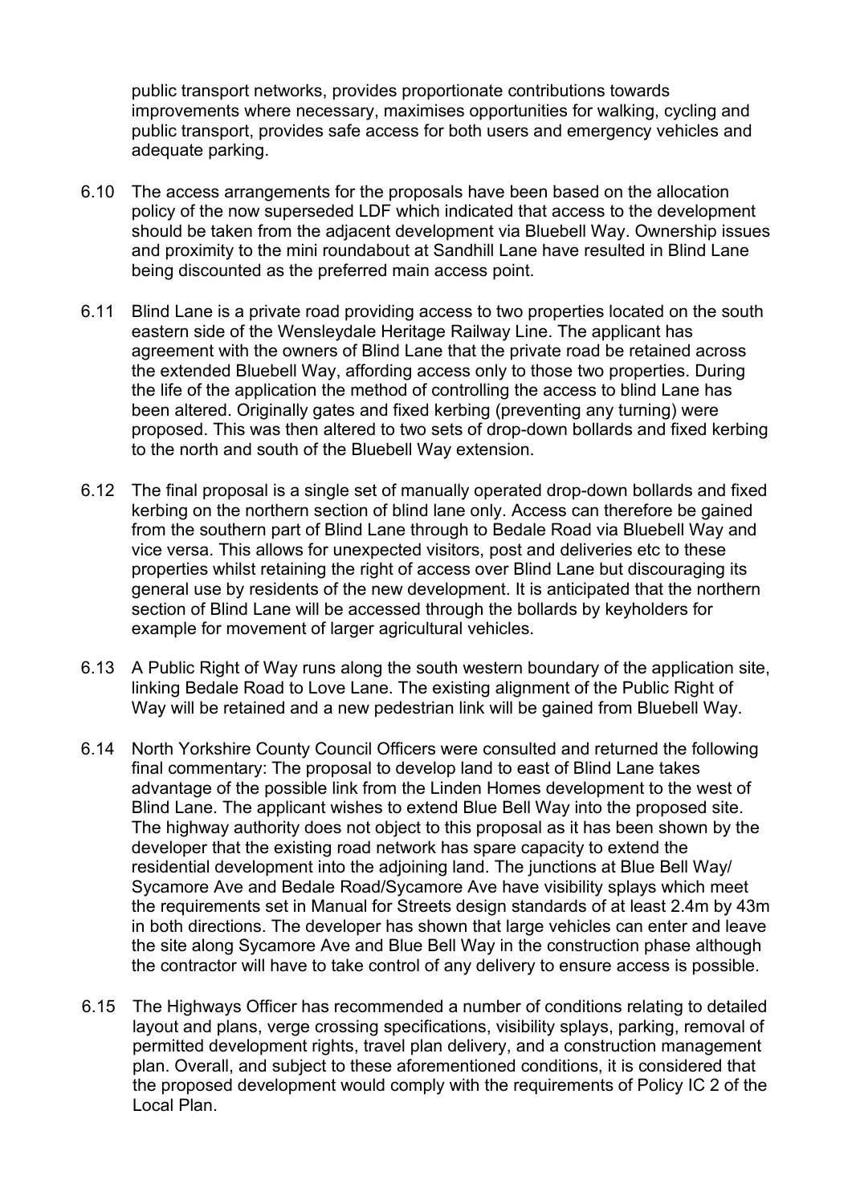public transport networks, provides proportionate contributions towards improvements where necessary, maximises opportunities for walking, cycling and public transport, provides safe access for both users and emergency vehicles and adequate parking.

6.10 The access arrangements for the proposals have been based on the allocation policy of the now superseded LDF which indicated that access to the development should be taken from the adjacent development via Bluebell Way. Ownership issues and proximity to the mini roundabout at Sandhill Lane have resulted in Blind Lane being discounted as the preferred main access point.

6.11 Blind Lane is a private road providing access to two properties located on the south eastern side of the Wensleydale Heritage Railway Line. The applicant has agreement with the owners of Blind Lane that the private road be retained across the extended Bluebell Way, affording access only to those two properties. During the life of the application the method of controlling the access to blind Lane has been altered. Originally gates and fixed kerbing (preventing any turning) were proposed. This was then altered to two sets of drop-down bollards and fixed kerbing to the north and south of the Bluebell Way extension.

6.12 The final proposal is a single set of manually operated drop-down bollards and fixed kerbing on the northern section of blind lane only. Access can therefore be gained from the southern part of Blind Lane through to Bedale Road via Bluebell Way and vice versa. This allows for unexpected visitors, post and deliveries etc to these properties whilst retaining the right of access over Blind Lane but discouraging its general use by residents of the new development. It is anticipated that the northern section of Blind Lane will be accessed through the bollards by keyholders for example for movement of larger agricultural vehicles.

6.13 A Public Right of Way runs along the south western boundary of the application site, linking Bedale Road to Love Lane. The existing alignment of the Public Right of Way will be retained and a new pedestrian link will be gained from Bluebell Way.

6.14 North Yorkshire County Council Officers were consulted and returned the following final commentary: The proposal to develop land to east of Blind Lane takes advantage of the possible link from the Linden Homes development to the west of Blind Lane. The applicant wishes to extend Blue Bell Way into the proposed site. The highway authority does not object to this proposal as it has been shown by the developer that the existing road network has spare capacity to extend the residential development into the adjoining land. The junctions at Blue Bell Way/ Sycamore Ave and Bedale Road/Sycamore Ave have visibility splays which meet the requirements set in Manual for Streets design standards of at least 2.4m by 43m in both directions. The developer has shown that large vehicles can enter and leave the site along Sycamore Ave and Blue Bell Way in the construction phase although the contractor will have to take control of any delivery to ensure access is possible.

6.15 The Highways Officer has recommended a number of conditions relating to detailed layout and plans, verge crossing specifications, visibility splays, parking, removal of permitted development rights, travel plan delivery, and a construction management plan. Overall, and subject to these aforementioned conditions, it is considered that the proposed development would comply with the requirements of Policy IC 2 of the Local Plan.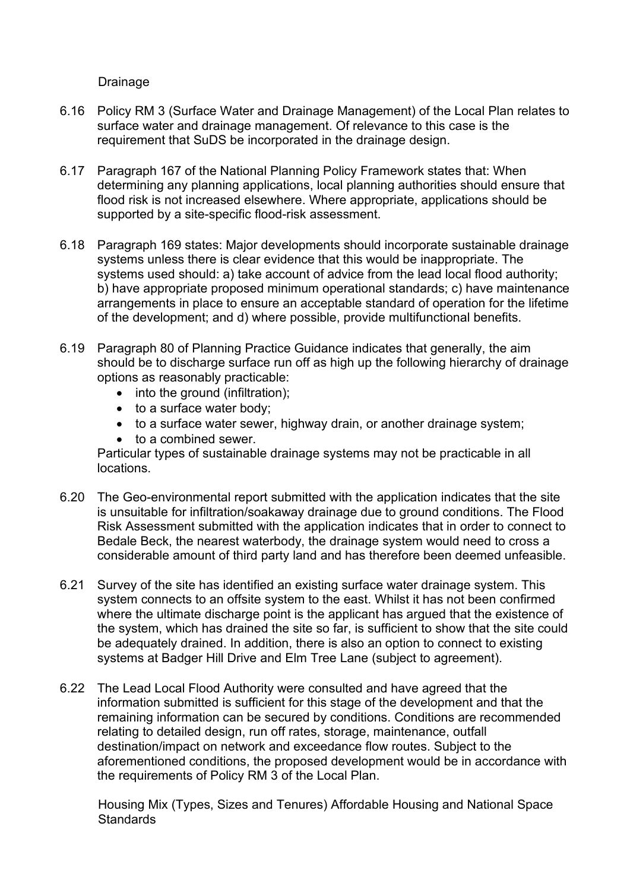## Drainage

6.16 Policy RM 3 (Surface Water and Drainage Management) of the Local Plan relates to surface water and drainage management. Of relevance to this case is the requirement that SuDS be incorporated in the drainage design.

6.17 Paragraph 167 of the National Planning Policy Framework states that: When determining any planning applications, local planning authorities should ensure that flood risk is not increased elsewhere. Where appropriate, applications should be supported by a site-specific flood-risk assessment.

6.18 Paragraph 169 states: Major developments should incorporate sustainable drainage systems unless there is clear evidence that this would be inappropriate. The systems used should: a) take account of advice from the lead local flood authority; b) have appropriate proposed minimum operational standards; c) have maintenance arrangements in place to ensure an acceptable standard of operation for the lifetime of the development; and d) where possible, provide multifunctional benefits.

6.19 Paragraph 80 of Planning Practice Guidance indicates that generally, the aim should be to discharge surface run off as high up the following hierarchy of drainage options as reasonably practicable:

- into the ground (infiltration);
- to a surface water body;
- to a surface water sewer, highway drain, or another drainage system;
- to a combined sewer.

Particular types of sustainable drainage systems may not be practicable in all locations.

6.20 The Geo-environmental report submitted with the application indicates that the site is unsuitable for infiltration/soakaway drainage due to ground conditions. The Flood Risk Assessment submitted with the application indicates that in order to connect to Bedale Beck, the nearest waterbody, the drainage system would need to cross a considerable amount of third party land and has therefore been deemed unfeasible.

6.21 Survey of the site has identified an existing surface water drainage system. This system connects to an offsite system to the east. Whilst it has not been confirmed where the ultimate discharge point is the applicant has argued that the existence of the system, which has drained the site so far, is sufficient to show that the site could be adequately drained. In addition, there is also an option to connect to existing systems at Badger Hill Drive and Elm Tree Lane (subject to agreement).

6.22 The Lead Local Flood Authority were consulted and have agreed that the information submitted is sufficient for this stage of the development and that the remaining information can be secured by conditions. Conditions are recommended relating to detailed design, run off rates, storage, maintenance, outfall destination/impact on network and exceedance flow routes. Subject to the aforementioned conditions, the proposed development would be in accordance with the requirements of Policy RM 3 of the Local Plan.

## Housing Mix (Types, Sizes and Tenures) Affordable Housing and National Space Standards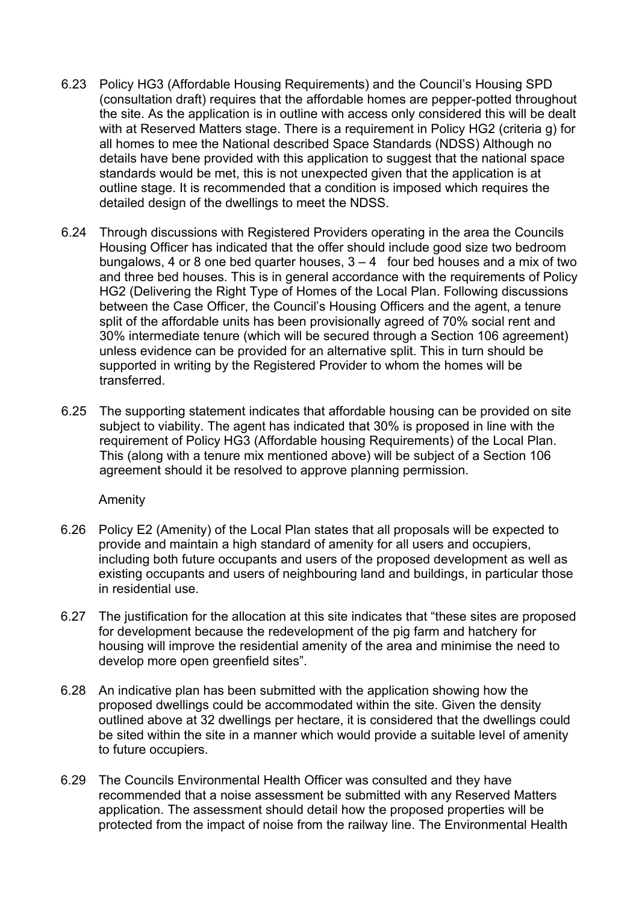6.23 Policy HG3 (Affordable Housing Requirements) and the Council's Housing SPD (consultation draft) requires that the affordable homes are pepper-potted throughout the site. As the application is in outline with access only considered this will be dealt with at Reserved Matters stage. There is a requirement in Policy HG2 (criteria g) for all homes to mee the National described Space Standards (NDSS) Although no details have bene provided with this application to suggest that the national space standards would be met, this is not unexpected given that the application is at outline stage. It is recommended that a condition is imposed which requires the detailed design of the dwellings to meet the NDSS.

6.24 Through discussions with Registered Providers operating in the area the Councils Housing Officer has indicated that the offer should include good size two bedroom bungalows, 4 or 8 one bed quarter houses, 3 – 4 four bed houses and a mix of two and three bed houses. This is in general accordance with the requirements of Policy HG2 (Delivering the Right Type of Homes of the Local Plan. Following discussions between the Case Officer, the Council's Housing Officers and the agent, a tenure split of the affordable units has been provisionally agreed of 70% social rent and 30% intermediate tenure (which will be secured through a Section 106 agreement) unless evidence can be provided for an alternative split. This in turn should be supported in writing by the Registered Provider to whom the homes will be transferred.

6.25 The supporting statement indicates that affordable housing can be provided on site subject to viability. The agent has indicated that 30% is proposed in line with the requirement of Policy HG3 (Affordable housing Requirements) of the Local Plan. This (along with a tenure mix mentioned above) will be subject of a Section 106 agreement should it be resolved to approve planning permission.

Amenity

6.26 Policy E2 (Amenity) of the Local Plan states that all proposals will be expected to provide and maintain a high standard of amenity for all users and occupiers, including both future occupants and users of the proposed development as well as existing occupants and users of neighbouring land and buildings, in particular those in residential use.

6.27 The justification for the allocation at this site indicates that "these sites are proposed for development because the redevelopment of the pig farm and hatchery for housing will improve the residential amenity of the area and minimise the need to develop more open greenfield sites".

6.28 An indicative plan has been submitted with the application showing how the proposed dwellings could be accommodated within the site. Given the density outlined above at 32 dwellings per hectare, it is considered that the dwellings could be sited within the site in a manner which would provide a suitable level of amenity to future occupiers.

6.29 The Councils Environmental Health Officer was consulted and they have recommended that a noise assessment be submitted with any Reserved Matters application. The assessment should detail how the proposed properties will be protected from the impact of noise from the railway line. The Environmental Health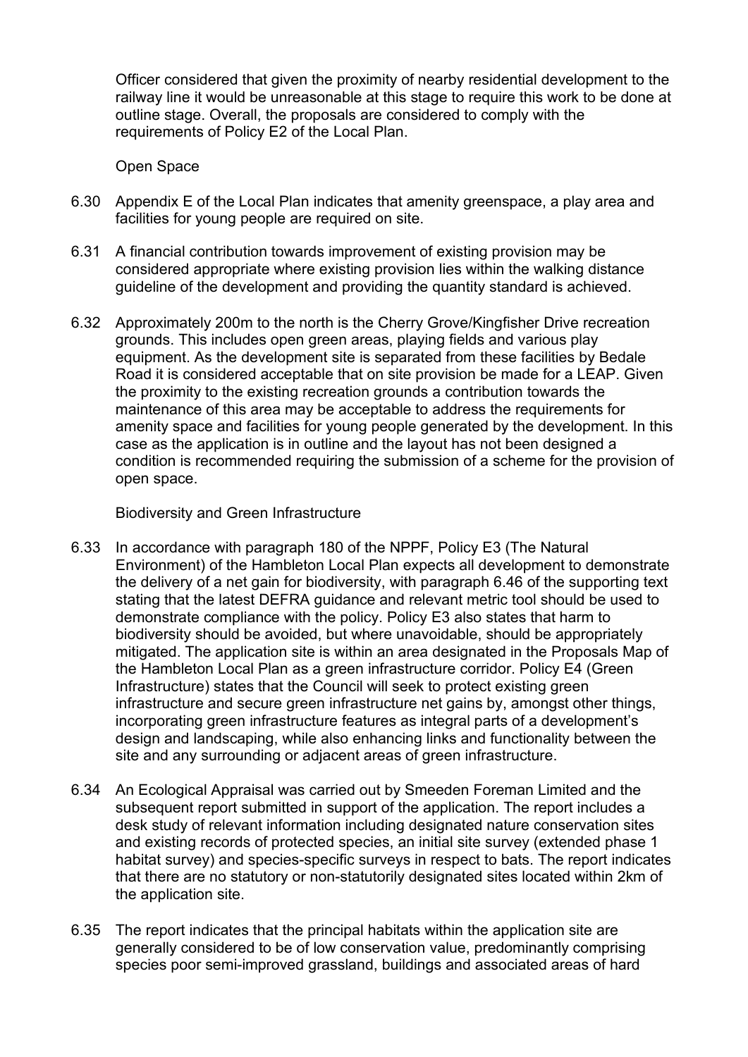Officer considered that given the proximity of nearby residential development to the railway line it would be unreasonable at this stage to require this work to be done at outline stage. Overall, the proposals are considered to comply with the requirements of Policy E2 of the Local Plan.

Open Space

6.30 Appendix E of the Local Plan indicates that amenity greenspace, a play area and facilities for young people are required on site.

6.31 A financial contribution towards improvement of existing provision may be considered appropriate where existing provision lies within the walking distance guideline of the development and providing the quantity standard is achieved.

6.32 Approximately 200m to the north is the Cherry Grove/Kingfisher Drive recreation grounds. This includes open green areas, playing fields and various play equipment. As the development site is separated from these facilities by Bedale Road it is considered acceptable that on site provision be made for a LEAP. Given the proximity to the existing recreation grounds a contribution towards the maintenance of this area may be acceptable to address the requirements for amenity space and facilities for young people generated by the development. In this case as the application is in outline and the layout has not been designed a condition is recommended requiring the submission of a scheme for the provision of open space.

Biodiversity and Green Infrastructure

6.33 In accordance with paragraph 180 of the NPPF, Policy E3 (The Natural Environment) of the Hambleton Local Plan expects all development to demonstrate the delivery of a net gain for biodiversity, with paragraph 6.46 of the supporting text stating that the latest DEFRA guidance and relevant metric tool should be used to demonstrate compliance with the policy. Policy E3 also states that harm to biodiversity should be avoided, but where unavoidable, should be appropriately mitigated. The application site is within an area designated in the Proposals Map of the Hambleton Local Plan as a green infrastructure corridor. Policy E4 (Green Infrastructure) states that the Council will seek to protect existing green infrastructure and secure green infrastructure net gains by, amongst other things, incorporating green infrastructure features as integral parts of a development's design and landscaping, while also enhancing links and functionality between the site and any surrounding or adjacent areas of green infrastructure.

6.34 An Ecological Appraisal was carried out by Smeeden Foreman Limited and the subsequent report submitted in support of the application. The report includes a desk study of relevant information including designated nature conservation sites and existing records of protected species, an initial site survey (extended phase 1 habitat survey) and species-specific surveys in respect to bats. The report indicates that there are no statutory or non-statutorily designated sites located within 2km of the application site.

6.35 The report indicates that the principal habitats within the application site are generally considered to be of low conservation value, predominantly comprising species poor semi-improved grassland, buildings and associated areas of hard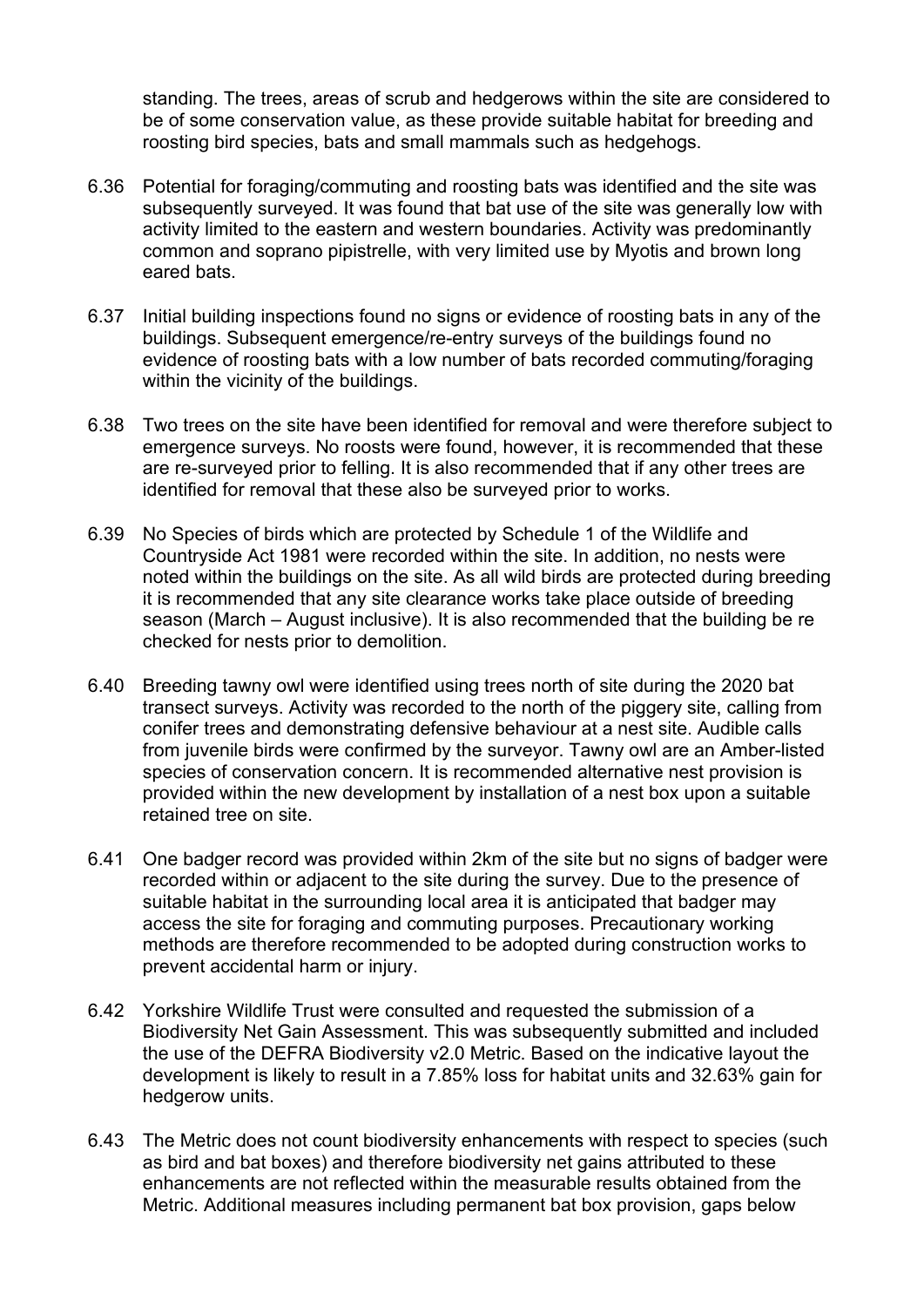standing. The trees, areas of scrub and hedgerows within the site are considered to be of some conservation value, as these provide suitable habitat for breeding and roosting bird species, bats and small mammals such as hedgehogs.

6.36 Potential for foraging/commuting and roosting bats was identified and the site was subsequently surveyed. It was found that bat use of the site was generally low with activity limited to the eastern and western boundaries. Activity was predominantly common and soprano pipistrelle, with very limited use by Myotis and brown long eared bats.

6.37 Initial building inspections found no signs or evidence of roosting bats in any of the buildings. Subsequent emergence/re-entry surveys of the buildings found no evidence of roosting bats with a low number of bats recorded commuting/foraging within the vicinity of the buildings.

6.38 Two trees on the site have been identified for removal and were therefore subject to emergence surveys. No roosts were found, however, it is recommended that these are re-surveyed prior to felling. It is also recommended that if any other trees are identified for removal that these also be surveyed prior to works.

6.39 No Species of birds which are protected by Schedule 1 of the Wildlife and Countryside Act 1981 were recorded within the site. In addition, no nests were noted within the buildings on the site. As all wild birds are protected during breeding it is recommended that any site clearance works take place outside of breeding season (March – August inclusive). It is also recommended that the building be re checked for nests prior to demolition.

6.40 Breeding tawny owl were identified using trees north of site during the 2020 bat transect surveys. Activity was recorded to the north of the piggery site, calling from conifer trees and demonstrating defensive behaviour at a nest site. Audible calls from juvenile birds were confirmed by the surveyor. Tawny owl are an Amber-listed species of conservation concern. It is recommended alternative nest provision is provided within the new development by installation of a nest box upon a suitable retained tree on site.

6.41 One badger record was provided within 2km of the site but no signs of badger were recorded within or adjacent to the site during the survey. Due to the presence of suitable habitat in the surrounding local area it is anticipated that badger may access the site for foraging and commuting purposes. Precautionary working methods are therefore recommended to be adopted during construction works to prevent accidental harm or injury.

6.42 Yorkshire Wildlife Trust were consulted and requested the submission of a Biodiversity Net Gain Assessment. This was subsequently submitted and included the use of the DEFRA Biodiversity v2.0 Metric. Based on the indicative layout the development is likely to result in a 7.85% loss for habitat units and 32.63% gain for hedgerow units.

6.43 The Metric does not count biodiversity enhancements with respect to species (such as bird and bat boxes) and therefore biodiversity net gains attributed to these enhancements are not reflected within the measurable results obtained from the Metric. Additional measures including permanent bat box provision, gaps below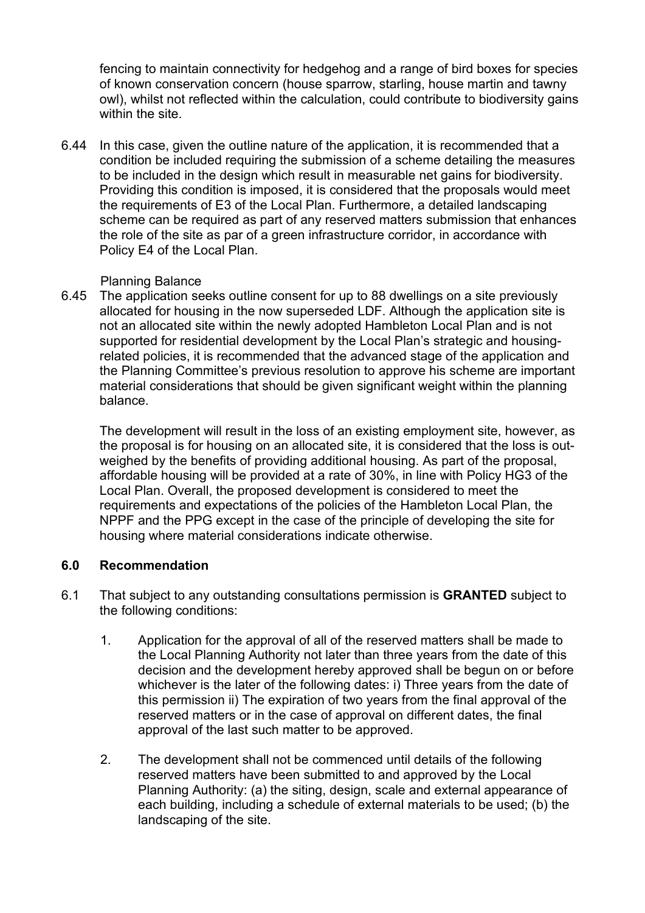fencing to maintain connectivity for hedgehog and a range of bird boxes for species of known conservation concern (house sparrow, starling, house martin and tawny owl), whilst not reflected within the calculation, could contribute to biodiversity gains within the site.

6.44 In this case, given the outline nature of the application, it is recommended that a condition be included requiring the submission of a scheme detailing the measures to be included in the design which result in measurable net gains for biodiversity. Providing this condition is imposed, it is considered that the proposals would meet the requirements of E3 of the Local Plan. Furthermore, a detailed landscaping scheme can be required as part of any reserved matters submission that enhances the role of the site as par of a green infrastructure corridor, in accordance with Policy E4 of the Local Plan.

Planning Balance

6.45 The application seeks outline consent for up to 88 dwellings on a site previously allocated for housing in the now superseded LDF. Although the application site is not an allocated site within the newly adopted Hambleton Local Plan and is not supported for residential development by the Local Plan's strategic and housing-related policies, it is recommended that the advanced stage of the application and the Planning Committee's previous resolution to approve his scheme are important material considerations that should be given significant weight within the planning balance.

The development will result in the loss of an existing employment site, however, as the proposal is for housing on an allocated site, it is considered that the loss is out-weighed by the benefits of providing additional housing. As part of the proposal, affordable housing will be provided at a rate of 30%, in line with Policy HG3 of the Local Plan. Overall, the proposed development is considered to meet the requirements and expectations of the policies of the Hambleton Local Plan, the NPPF and the PPG except in the case of the principle of developing the site for housing where material considerations indicate otherwise.

## 6.0 Recommendation

6.1 That subject to any outstanding consultations permission is **GRANTED** subject to the following conditions:

1. Application for the approval of all of the reserved matters shall be made to the Local Planning Authority not later than three years from the date of this decision and the development hereby approved shall be begun on or before whichever is the later of the following dates: i) Three years from the date of this permission ii) The expiration of two years from the final approval of the reserved matters or in the case of approval on different dates, the final approval of the last such matter to be approved.

2. The development shall not be commenced until details of the following reserved matters have been submitted to and approved by the Local Planning Authority: (a) the siting, design, scale and external appearance of each building, including a schedule of external materials to be used; (b) the landscaping of the site.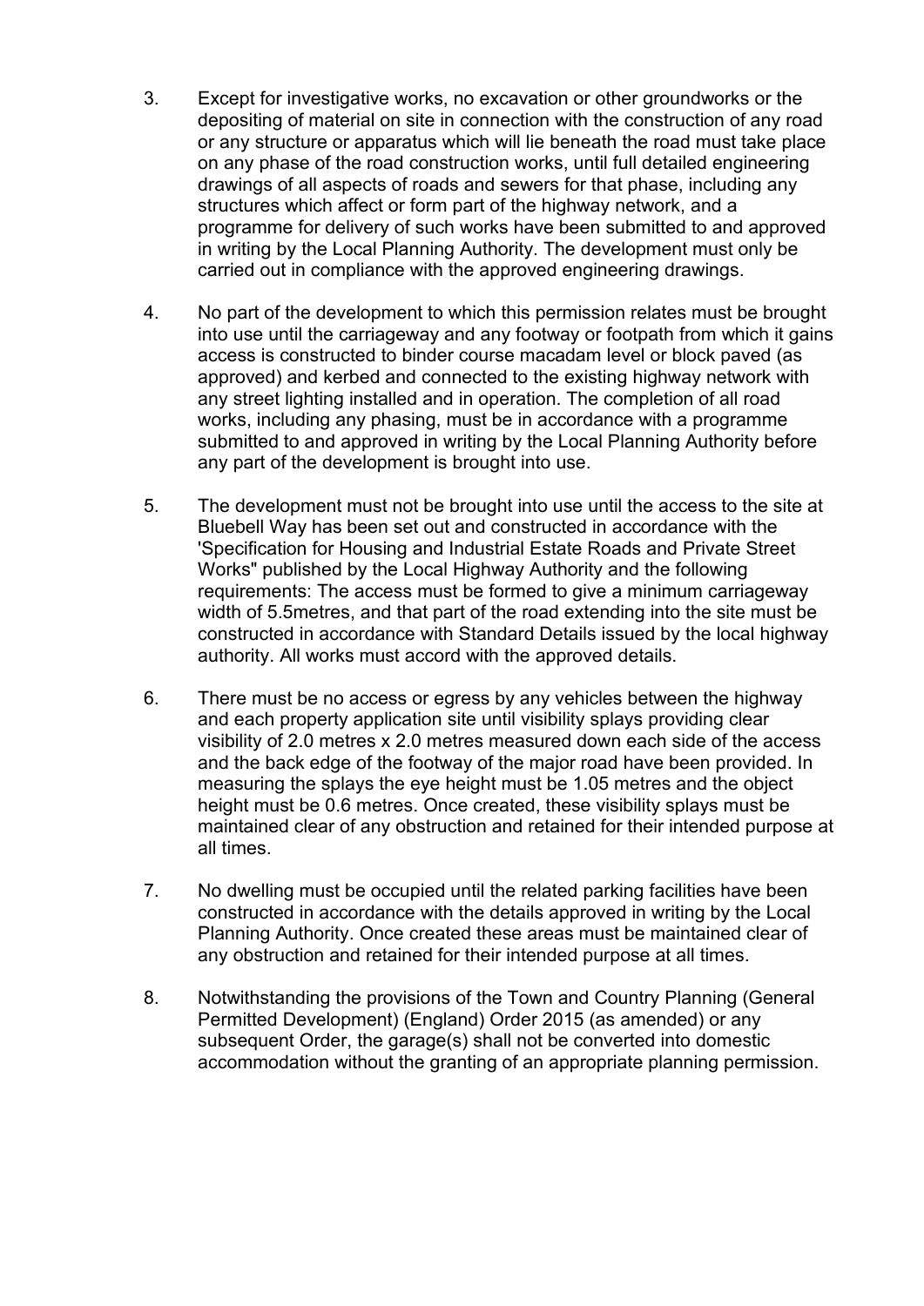3. Except for investigative works, no excavation or other groundworks or the depositing of material on site in connection with the construction of any road or any structure or apparatus which will lie beneath the road must take place on any phase of the road construction works, until full detailed engineering drawings of all aspects of roads and sewers for that phase, including any structures which affect or form part of the highway network, and a programme for delivery of such works have been submitted to and approved in writing by the Local Planning Authority. The development must only be carried out in compliance with the approved engineering drawings.

4. No part of the development to which this permission relates must be brought into use until the carriageway and any footway or footpath from which it gains access is constructed to binder course macadam level or block paved (as approved) and kerbed and connected to the existing highway network with any street lighting installed and in operation. The completion of all road works, including any phasing, must be in accordance with a programme submitted to and approved in writing by the Local Planning Authority before any part of the development is brought into use.

5. The development must not be brought into use until the access to the site at Bluebell Way has been set out and constructed in accordance with the 'Specification for Housing and Industrial Estate Roads and Private Street Works" published by the Local Highway Authority and the following requirements: The access must be formed to give a minimum carriageway width of 5.5metres, and that part of the road extending into the site must be constructed in accordance with Standard Details issued by the local highway authority. All works must accord with the approved details.

6. There must be no access or egress by any vehicles between the highway and each property application site until visibility splays providing clear visibility of 2.0 metres x 2.0 metres measured down each side of the access and the back edge of the footway of the major road have been provided. In measuring the splays the eye height must be 1.05 metres and the object height must be 0.6 metres. Once created, these visibility splays must be maintained clear of any obstruction and retained for their intended purpose at all times.

7. No dwelling must be occupied until the related parking facilities have been constructed in accordance with the details approved in writing by the Local Planning Authority. Once created these areas must be maintained clear of any obstruction and retained for their intended purpose at all times.

8. Notwithstanding the provisions of the Town and Country Planning (General Permitted Development) (England) Order 2015 (as amended) or any subsequent Order, the garage(s) shall not be converted into domestic accommodation without the granting of an appropriate planning permission.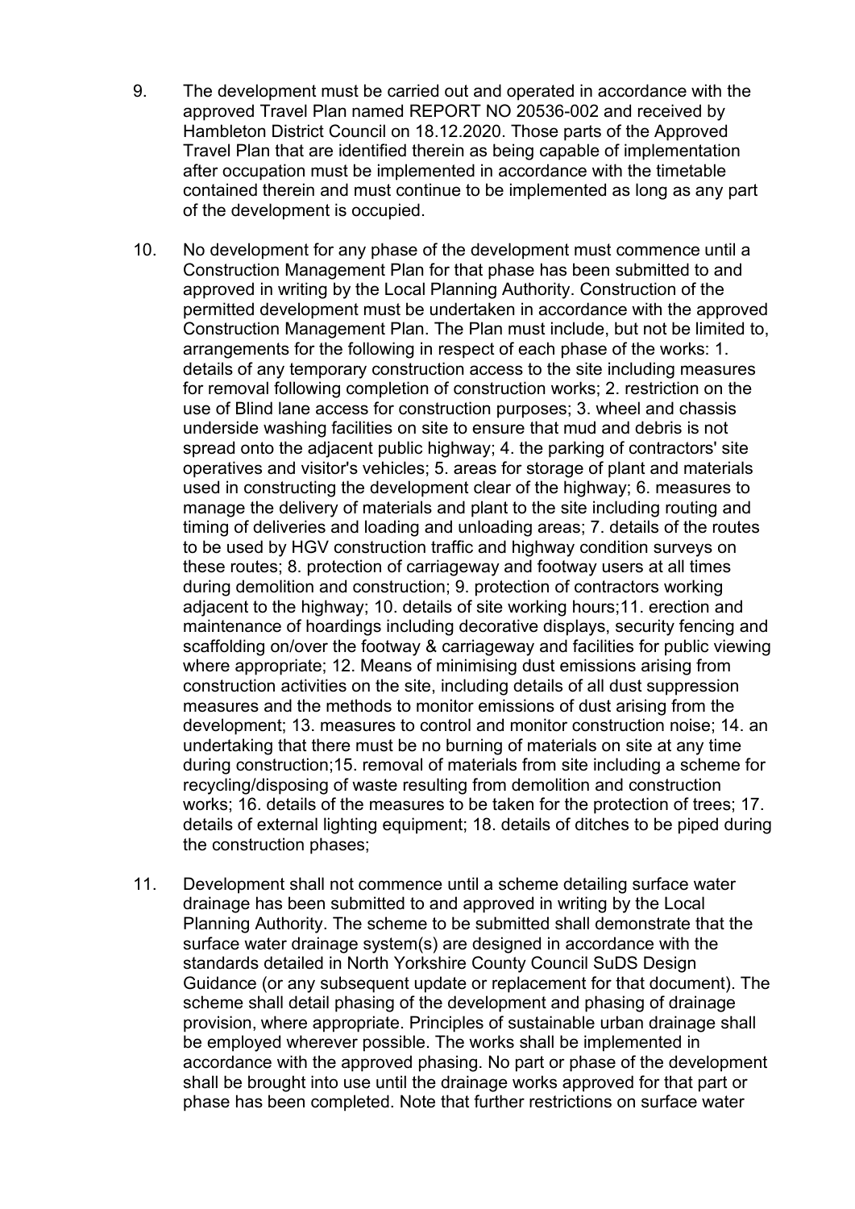9. The development must be carried out and operated in accordance with the approved Travel Plan named REPORT NO 20536-002 and received by Hambleton District Council on 18.12.2020. Those parts of the Approved Travel Plan that are identified therein as being capable of implementation after occupation must be implemented in accordance with the timetable contained therein and must continue to be implemented as long as any part of the development is occupied.

10. No development for any phase of the development must commence until a Construction Management Plan for that phase has been submitted to and approved in writing by the Local Planning Authority. Construction of the permitted development must be undertaken in accordance with the approved Construction Management Plan. The Plan must include, but not be limited to, arrangements for the following in respect of each phase of the works: 1. details of any temporary construction access to the site including measures for removal following completion of construction works; 2. restriction on the use of Blind lane access for construction purposes; 3. wheel and chassis underside washing facilities on site to ensure that mud and debris is not spread onto the adjacent public highway; 4. the parking of contractors' site operatives and visitor's vehicles; 5. areas for storage of plant and materials used in constructing the development clear of the highway; 6. measures to manage the delivery of materials and plant to the site including routing and timing of deliveries and loading and unloading areas; 7. details of the routes to be used by HGV construction traffic and highway condition surveys on these routes; 8. protection of carriageway and footway users at all times during demolition and construction; 9. protection of contractors working adjacent to the highway; 10. details of site working hours;11. erection and maintenance of hoardings including decorative displays, security fencing and scaffolding on/over the footway & carriageway and facilities for public viewing where appropriate; 12. Means of minimising dust emissions arising from construction activities on the site, including details of all dust suppression measures and the methods to monitor emissions of dust arising from the development; 13. measures to control and monitor construction noise; 14. an undertaking that there must be no burning of materials on site at any time during construction;15. removal of materials from site including a scheme for recycling/disposing of waste resulting from demolition and construction works; 16. details of the measures to be taken for the protection of trees; 17. details of external lighting equipment; 18. details of ditches to be piped during the construction phases;

11. Development shall not commence until a scheme detailing surface water drainage has been submitted to and approved in writing by the Local Planning Authority. The scheme to be submitted shall demonstrate that the surface water drainage system(s) are designed in accordance with the standards detailed in North Yorkshire County Council SuDS Design Guidance (or any subsequent update or replacement for that document). The scheme shall detail phasing of the development and phasing of drainage provision, where appropriate. Principles of sustainable urban drainage shall be employed wherever possible. The works shall be implemented in accordance with the approved phasing. No part or phase of the development shall be brought into use until the drainage works approved for that part or phase has been completed. Note that further restrictions on surface water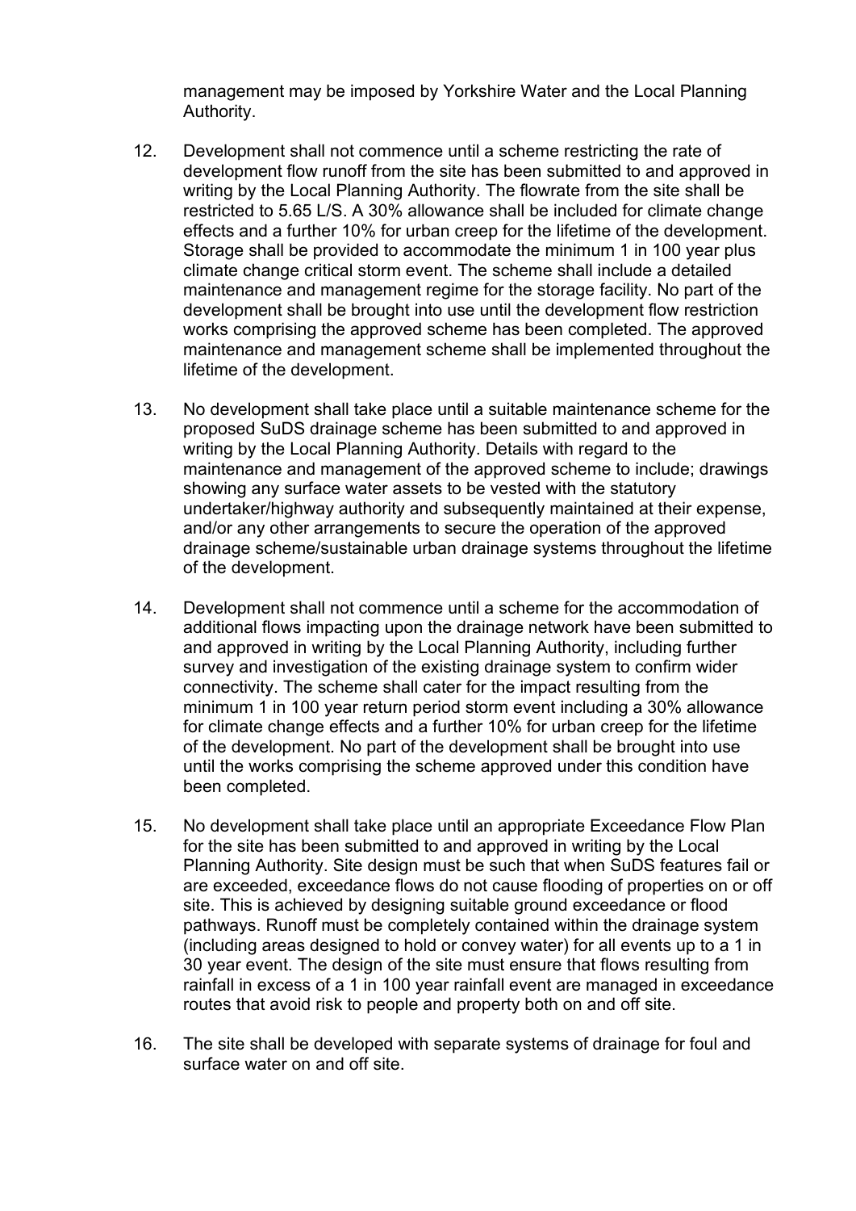management may be imposed by Yorkshire Water and the Local Planning Authority.

12. Development shall not commence until a scheme restricting the rate of development flow runoff from the site has been submitted to and approved in writing by the Local Planning Authority. The flowrate from the site shall be restricted to 5.65 L/S. A 30% allowance shall be included for climate change effects and a further 10% for urban creep for the lifetime of the development. Storage shall be provided to accommodate the minimum 1 in 100 year plus climate change critical storm event. The scheme shall include a detailed maintenance and management regime for the storage facility. No part of the development shall be brought into use until the development flow restriction works comprising the approved scheme has been completed. The approved maintenance and management scheme shall be implemented throughout the lifetime of the development.

13. No development shall take place until a suitable maintenance scheme for the proposed SuDS drainage scheme has been submitted to and approved in writing by the Local Planning Authority. Details with regard to the maintenance and management of the approved scheme to include; drawings showing any surface water assets to be vested with the statutory undertaker/highway authority and subsequently maintained at their expense, and/or any other arrangements to secure the operation of the approved drainage scheme/sustainable urban drainage systems throughout the lifetime of the development.

14. Development shall not commence until a scheme for the accommodation of additional flows impacting upon the drainage network have been submitted to and approved in writing by the Local Planning Authority, including further survey and investigation of the existing drainage system to confirm wider connectivity. The scheme shall cater for the impact resulting from the minimum 1 in 100 year return period storm event including a 30% allowance for climate change effects and a further 10% for urban creep for the lifetime of the development. No part of the development shall be brought into use until the works comprising the scheme approved under this condition have been completed.

15. No development shall take place until an appropriate Exceedance Flow Plan for the site has been submitted to and approved in writing by the Local Planning Authority. Site design must be such that when SuDS features fail or are exceeded, exceedance flows do not cause flooding of properties on or off site. This is achieved by designing suitable ground exceedance or flood pathways. Runoff must be completely contained within the drainage system (including areas designed to hold or convey water) for all events up to a 1 in 30 year event. The design of the site must ensure that flows resulting from rainfall in excess of a 1 in 100 year rainfall event are managed in exceedance routes that avoid risk to people and property both on and off site.

16. The site shall be developed with separate systems of drainage for foul and surface water on and off site.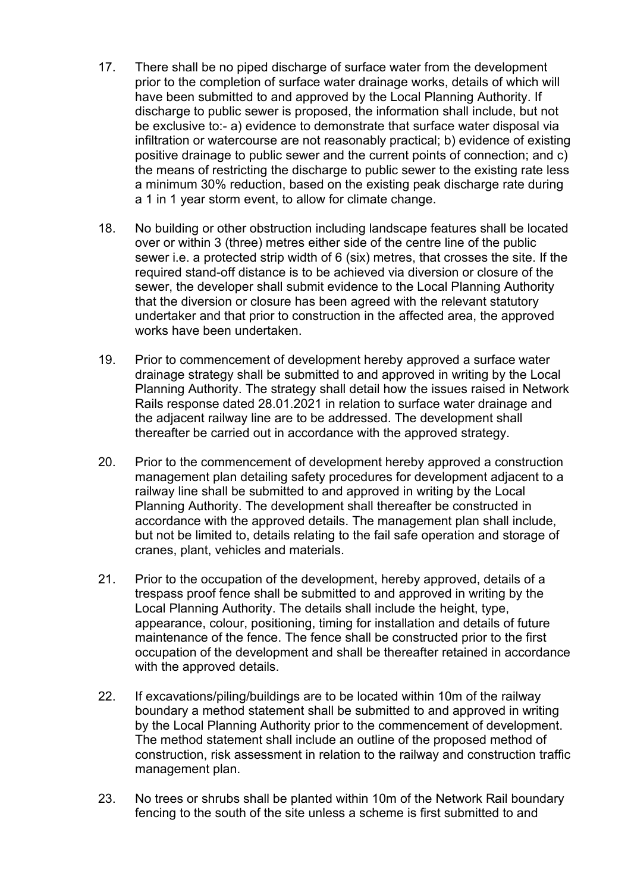17. There shall be no piped discharge of surface water from the development prior to the completion of surface water drainage works, details of which will have been submitted to and approved by the Local Planning Authority. If discharge to public sewer is proposed, the information shall include, but not be exclusive to:- a) evidence to demonstrate that surface water disposal via infiltration or watercourse are not reasonably practical; b) evidence of existing positive drainage to public sewer and the current points of connection; and c) the means of restricting the discharge to public sewer to the existing rate less a minimum 30% reduction, based on the existing peak discharge rate during a 1 in 1 year storm event, to allow for climate change.

18. No building or other obstruction including landscape features shall be located over or within 3 (three) metres either side of the centre line of the public sewer i.e. a protected strip width of 6 (six) metres, that crosses the site. If the required stand-off distance is to be achieved via diversion or closure of the sewer, the developer shall submit evidence to the Local Planning Authority that the diversion or closure has been agreed with the relevant statutory undertaker and that prior to construction in the affected area, the approved works have been undertaken.

19. Prior to commencement of development hereby approved a surface water drainage strategy shall be submitted to and approved in writing by the Local Planning Authority. The strategy shall detail how the issues raised in Network Rails response dated 28.01.2021 in relation to surface water drainage and the adjacent railway line are to be addressed. The development shall thereafter be carried out in accordance with the approved strategy.

20. Prior to the commencement of development hereby approved a construction management plan detailing safety procedures for development adjacent to a railway line shall be submitted to and approved in writing by the Local Planning Authority. The development shall thereafter be constructed in accordance with the approved details. The management plan shall include, but not be limited to, details relating to the fail safe operation and storage of cranes, plant, vehicles and materials.

21. Prior to the occupation of the development, hereby approved, details of a trespass proof fence shall be submitted to and approved in writing by the Local Planning Authority. The details shall include the height, type, appearance, colour, positioning, timing for installation and details of future maintenance of the fence. The fence shall be constructed prior to the first occupation of the development and shall be thereafter retained in accordance with the approved details.

22. If excavations/piling/buildings are to be located within 10m of the railway boundary a method statement shall be submitted to and approved in writing by the Local Planning Authority prior to the commencement of development. The method statement shall include an outline of the proposed method of construction, risk assessment in relation to the railway and construction traffic management plan.

23. No trees or shrubs shall be planted within 10m of the Network Rail boundary fencing to the south of the site unless a scheme is first submitted to and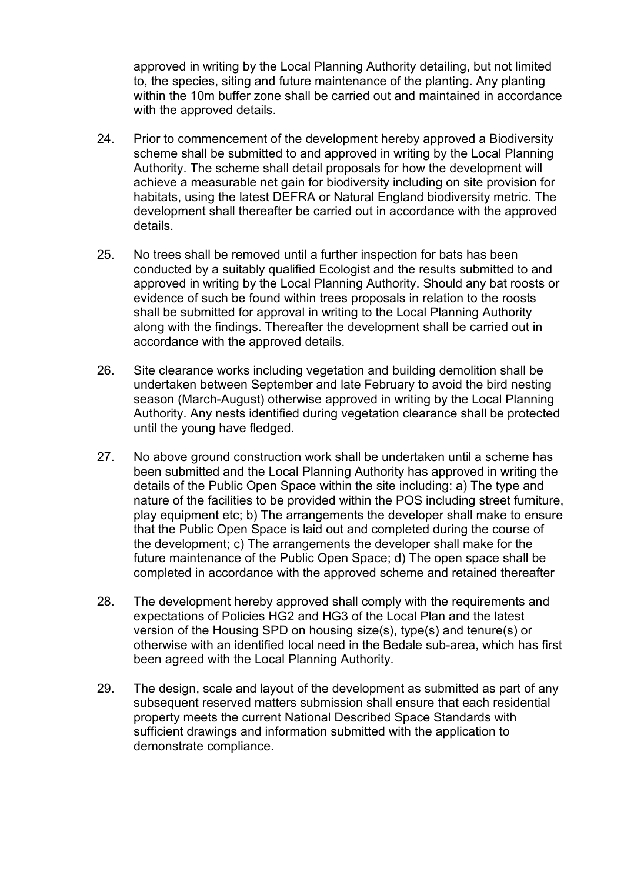approved in writing by the Local Planning Authority detailing, but not limited to, the species, siting and future maintenance of the planting. Any planting within the 10m buffer zone shall be carried out and maintained in accordance with the approved details.

24. Prior to commencement of the development hereby approved a Biodiversity scheme shall be submitted to and approved in writing by the Local Planning Authority. The scheme shall detail proposals for how the development will achieve a measurable net gain for biodiversity including on site provision for habitats, using the latest DEFRA or Natural England biodiversity metric. The development shall thereafter be carried out in accordance with the approved details.

25. No trees shall be removed until a further inspection for bats has been conducted by a suitably qualified Ecologist and the results submitted to and approved in writing by the Local Planning Authority. Should any bat roosts or evidence of such be found within trees proposals in relation to the roosts shall be submitted for approval in writing to the Local Planning Authority along with the findings. Thereafter the development shall be carried out in accordance with the approved details.

26. Site clearance works including vegetation and building demolition shall be undertaken between September and late February to avoid the bird nesting season (March-August) otherwise approved in writing by the Local Planning Authority. Any nests identified during vegetation clearance shall be protected until the young have fledged.

27. No above ground construction work shall be undertaken until a scheme has been submitted and the Local Planning Authority has approved in writing the details of the Public Open Space within the site including: a) The type and nature of the facilities to be provided within the POS including street furniture, play equipment etc; b) The arrangements the developer shall make to ensure that the Public Open Space is laid out and completed during the course of the development; c) The arrangements the developer shall make for the future maintenance of the Public Open Space; d) The open space shall be completed in accordance with the approved scheme and retained thereafter

28. The development hereby approved shall comply with the requirements and expectations of Policies HG2 and HG3 of the Local Plan and the latest version of the Housing SPD on housing size(s), type(s) and tenure(s) or otherwise with an identified local need in the Bedale sub-area, which has first been agreed with the Local Planning Authority.

29. The design, scale and layout of the development as submitted as part of any subsequent reserved matters submission shall ensure that each residential property meets the current National Described Space Standards with sufficient drawings and information submitted with the application to demonstrate compliance.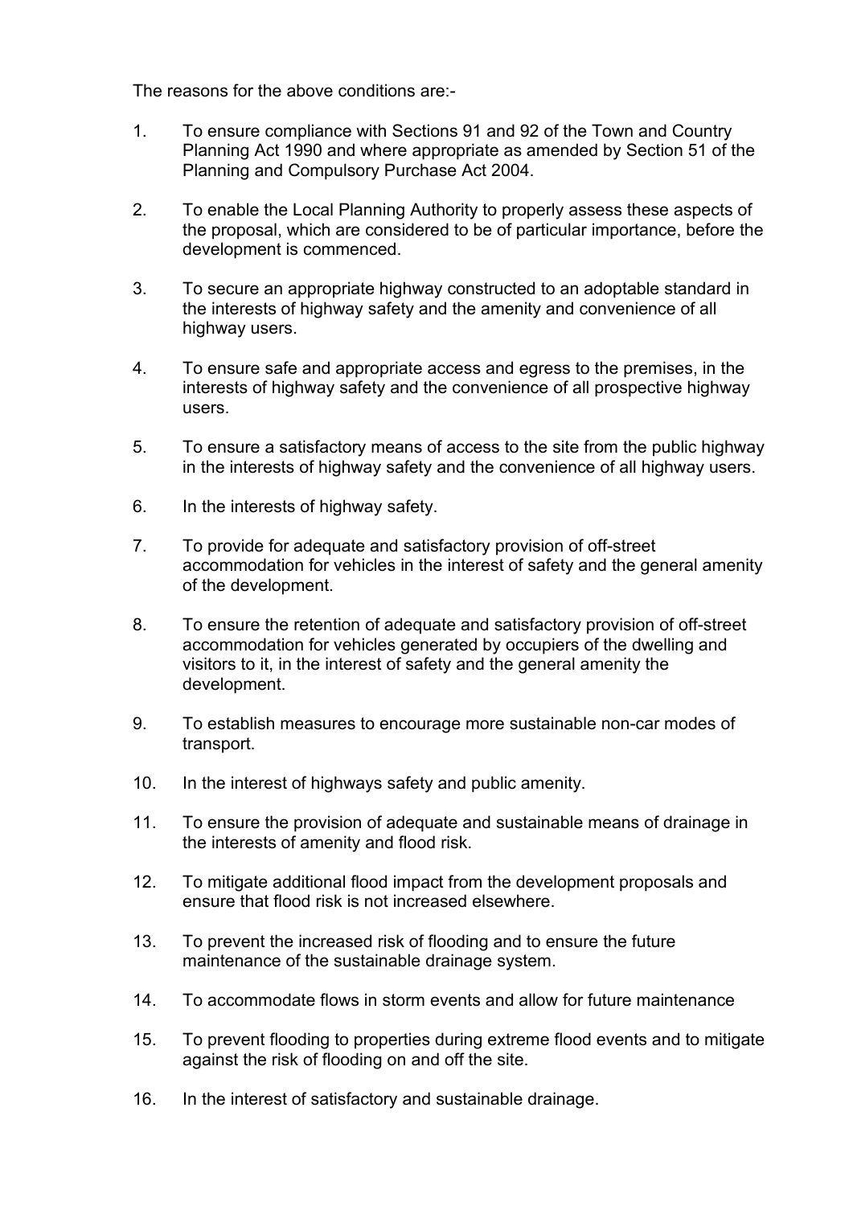The reasons for the above conditions are:-

1. To ensure compliance with Sections 91 and 92 of the Town and Country Planning Act 1990 and where appropriate as amended by Section 51 of the Planning and Compulsory Purchase Act 2004.

2. To enable the Local Planning Authority to properly assess these aspects of the proposal, which are considered to be of particular importance, before the development is commenced.

3. To secure an appropriate highway constructed to an adoptable standard in the interests of highway safety and the amenity and convenience of all highway users.

4. To ensure safe and appropriate access and egress to the premises, in the interests of highway safety and the convenience of all prospective highway users.

5. To ensure a satisfactory means of access to the site from the public highway in the interests of highway safety and the convenience of all highway users.

6. In the interests of highway safety.

7. To provide for adequate and satisfactory provision of off-street accommodation for vehicles in the interest of safety and the general amenity of the development.

8. To ensure the retention of adequate and satisfactory provision of off-street accommodation for vehicles generated by occupiers of the dwelling and visitors to it, in the interest of safety and the general amenity the development.

9. To establish measures to encourage more sustainable non-car modes of transport.

10. In the interest of highways safety and public amenity.

11. To ensure the provision of adequate and sustainable means of drainage in the interests of amenity and flood risk.

12. To mitigate additional flood impact from the development proposals and ensure that flood risk is not increased elsewhere.

13. To prevent the increased risk of flooding and to ensure the future maintenance of the sustainable drainage system.

14. To accommodate flows in storm events and allow for future maintenance

15. To prevent flooding to properties during extreme flood events and to mitigate against the risk of flooding on and off the site.

16. In the interest of satisfactory and sustainable drainage.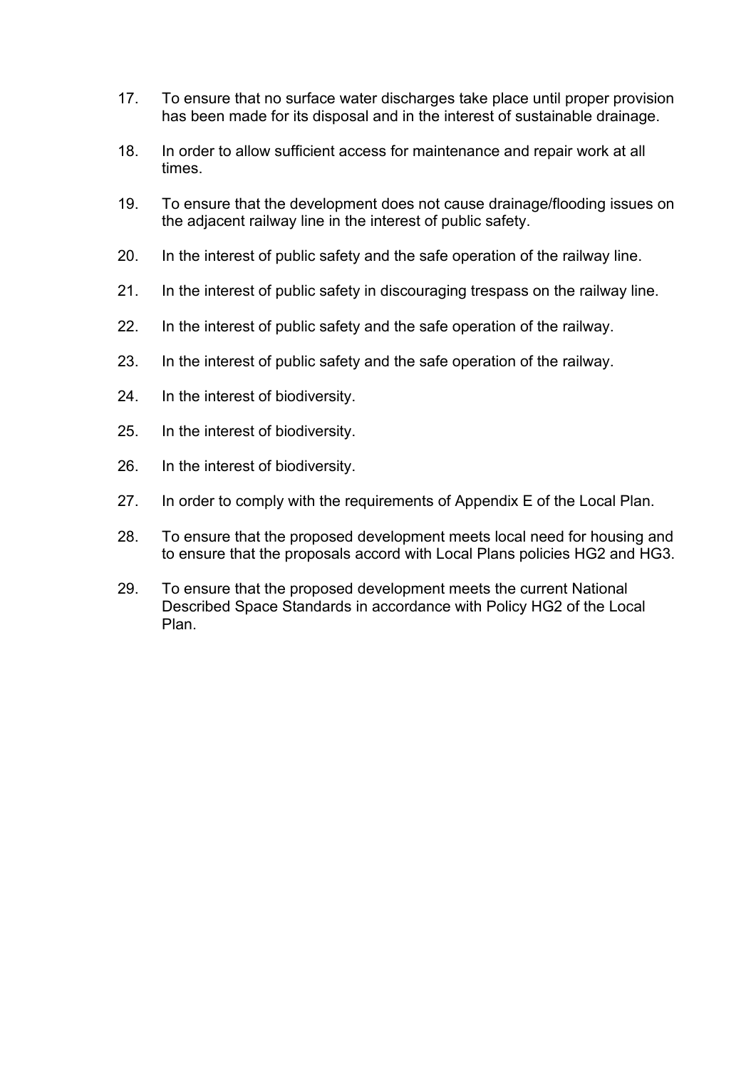17. To ensure that no surface water discharges take place until proper provision has been made for its disposal and in the interest of sustainable drainage.

18. In order to allow sufficient access for maintenance and repair work at all times.

19. To ensure that the development does not cause drainage/flooding issues on the adjacent railway line in the interest of public safety.

20. In the interest of public safety and the safe operation of the railway line.

21. In the interest of public safety in discouraging trespass on the railway line.

22. In the interest of public safety and the safe operation of the railway.

23. In the interest of public safety and the safe operation of the railway.

24. In the interest of biodiversity.

25. In the interest of biodiversity.

26. In the interest of biodiversity.

27. In order to comply with the requirements of Appendix E of the Local Plan.

28. To ensure that the proposed development meets local need for housing and to ensure that the proposals accord with Local Plans policies HG2 and HG3.

29. To ensure that the proposed development meets the current National Described Space Standards in accordance with Policy HG2 of the Local Plan.